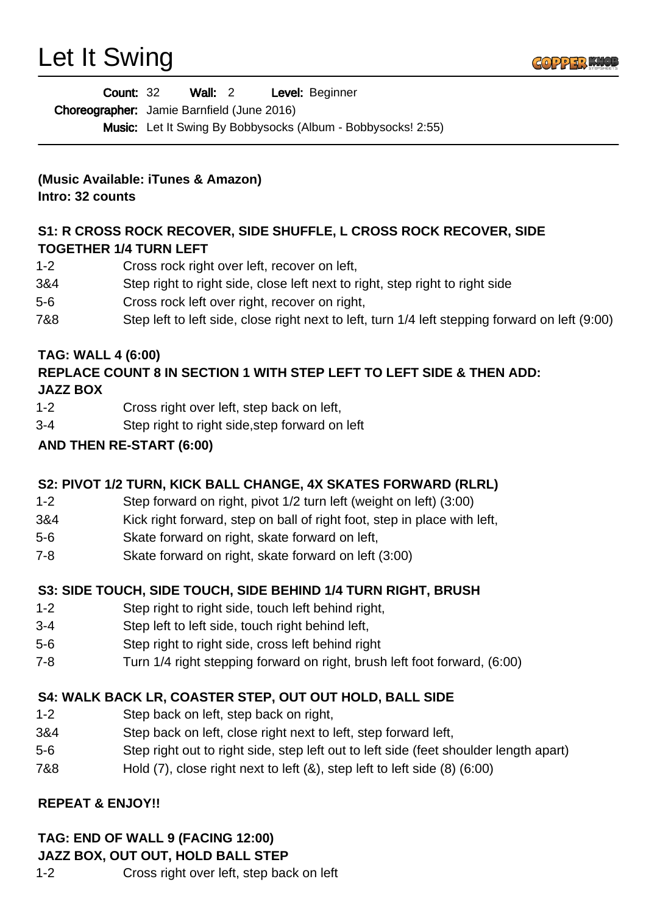# Let It Swing

**Count:** 32 **Wall:** 2 **Level:** Beginner

**Choreographer:** Jamie Barnfield (June 2016)

**Music:** Let It Swing By Bobbysocks (Album - Bobbysocks! 2:55)

---

**(Music Available: iTunes & Amazon)**
**Intro: 32 counts**

**S1: R CROSS ROCK RECOVER, SIDE SHUFFLE, L CROSS ROCK RECOVER, SIDE TOGETHER 1/4 TURN LEFT**

| | |
|---|---|
| 1-2 | Cross rock right over left, recover on left, |
| 3&4 | Step right to right side, close left next to right, step right to right side |
| 5-6 | Cross rock left over right, recover on right, |
| 7&8 | Step left to left side, close right next to left, turn 1/4 left stepping forward on left (9:00) |

**TAG: WALL 4 (6:00)**
**REPLACE COUNT 8 IN SECTION 1 WITH STEP LEFT TO LEFT SIDE & THEN ADD:**
**JAZZ BOX**

| | |
|---|---|
| 1-2 | Cross right over left, step back on left, |
| 3-4 | Step right to right side,step forward on left |

**AND THEN RE-START (6:00)**

**S2: PIVOT 1/2 TURN, KICK BALL CHANGE, 4X SKATES FORWARD (RLRL)**

| | |
|---|---|
| 1-2 | Step forward on right, pivot 1/2 turn left (weight on left) (3:00) |
| 3&4 | Kick right forward, step on ball of right foot, step in place with left, |
| 5-6 | Skate forward on right, skate forward on left, |
| 7-8 | Skate forward on right, skate forward on left (3:00) |

**S3: SIDE TOUCH, SIDE TOUCH, SIDE BEHIND 1/4 TURN RIGHT, BRUSH**

| | |
|---|---|
| 1-2 | Step right to right side, touch left behind right, |
| 3-4 | Step left to left side, touch right behind left, |
| 5-6 | Step right to right side, cross left behind right |
| 7-8 | Turn 1/4 right stepping forward on right, brush left foot forward, (6:00) |

**S4: WALK BACK LR, COASTER STEP, OUT OUT HOLD, BALL SIDE**

| | |
|---|---|
| 1-2 | Step back on left, step back on right, |
| 3&4 | Step back on left, close right next to left, step forward left, |
| 5-6 | Step right out to right side, step left out to left side (feet shoulder length apart) |
| 7&8 | Hold (7), close right next to left (&), step left to left side (8) (6:00) |

**REPEAT & ENJOY!!**

**TAG: END OF WALL 9 (FACING 12:00)**
**JAZZ BOX, OUT OUT, HOLD BALL STEP**

| | |
|---|---|
| 1-2 | Cross right over left, step back on left |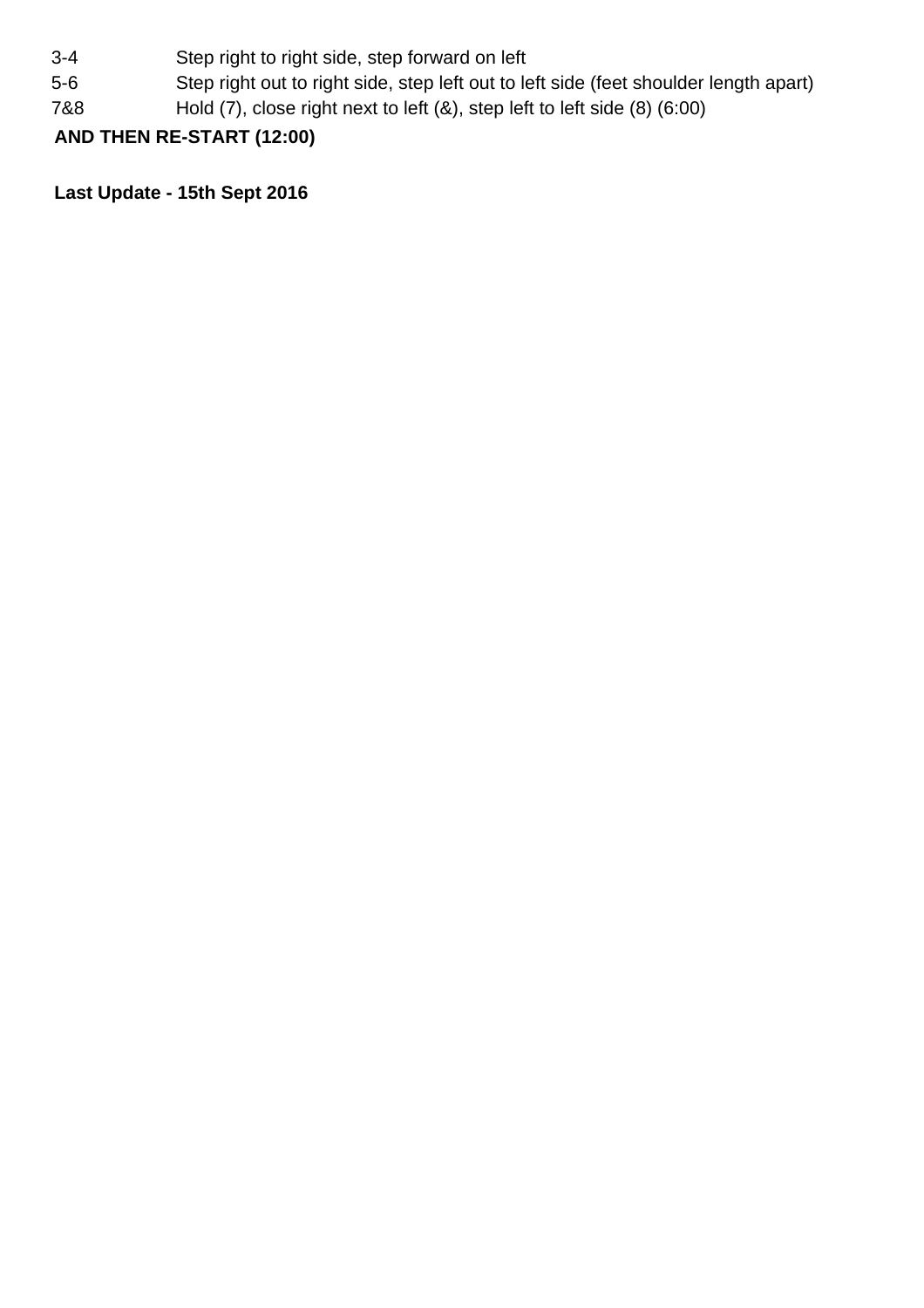| | |
|---|---|
| 3-4 | Step right to right side, step forward on left |
| 5-6 | Step right out to right side, step left out to left side (feet shoulder length apart) |
| 7&8 | Hold (7), close right next to left (&), step left to left side (8) (6:00) |

**AND THEN RE-START (12:00)**

**Last Update - 15th Sept 2016**